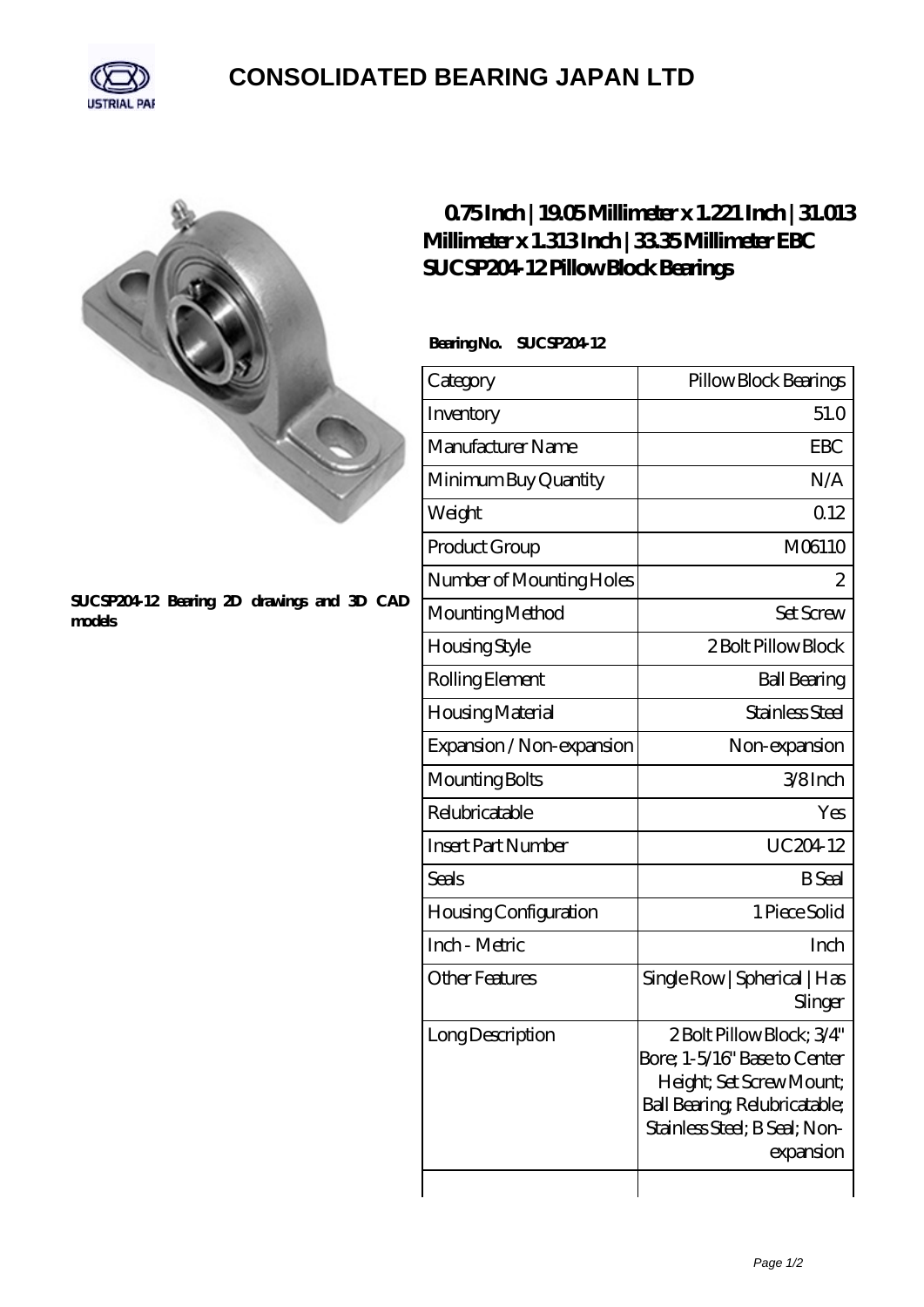# CONSOLIDATED BEARING JAPAN LTD

SUCSP204-12 Bearing 2D drawings and 3D CAD models

## 0.75 Inch | 19.05 Millimeter x 1.221 Inch | 31.013 Millimeter x 1.313 Inch | 33.35 Millimeter EBC SUCSP204-12 Pillow Block Bearings

**Bearing No. SUCSP204-12**

| Category | Pillow Block Bearings |
|---|---|
| Inventory | 51.0 |
| Manufacturer Name | EBC |
| Minimum Buy Quantity | N/A |
| Weight | 0.12 |
| Product Group | M06110 |
| Number of Mounting Holes | 2 |
| Mounting Method | Set Screw |
| Housing Style | 2 Bolt Pillow Block |
| Rolling Element | Ball Bearing |
| Housing Material | Stainless Steel |
| Expansion / Non-expansion | Non-expansion |
| Mounting Bolts | 3/8 Inch |
| Relubricatable | Yes |
| Insert Part Number | UC204-12 |
| Seals | B Seal |
| Housing Configuration | 1 Piece Solid |
| Inch - Metric | Inch |
| Other Features | Single Row \| Spherical \| Has Slinger |
| Long Description | 2 Bolt Pillow Block; 3/4" Bore; 1-5/16" Base to Center Height; Set Screw Mount; Ball Bearing; Relubricatable; Stainless Steel; B Seal; Non-expansion |
| | |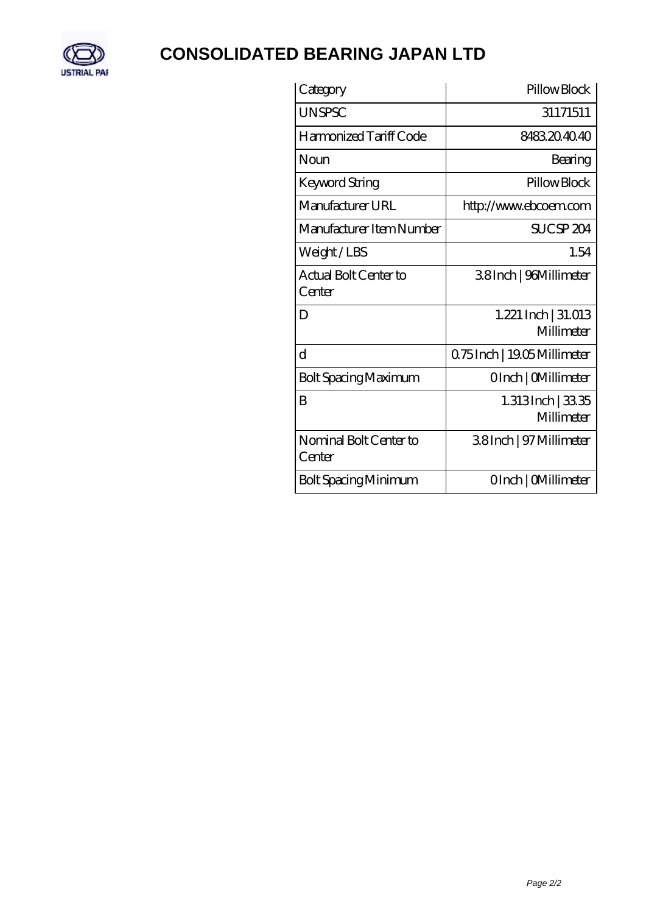# CONSOLIDATED BEARING JAPAN LTD

| | |
|---|---|
| Category | Pillow Block |
| UNSPSC | 31171511 |
| Harmonized Tariff Code | 8483.20.40.40 |
| Noun | Bearing |
| Keyword String | Pillow Block |
| Manufacturer URL | http://www.ebcoem.com |
| Manufacturer Item Number | SUCSP 204 |
| Weight / LBS | 1.54 |
| Actual Bolt Center to Center | 3.8 Inch \| 96 Millimeter |
| D | 1.221 Inch \| 31.013 Millimeter |
| d | 0.75 Inch \| 19.05 Millimeter |
| Bolt Spacing Maximum | 0 Inch \| 0 Millimeter |
| B | 1.313 Inch \| 33.35 Millimeter |
| Nominal Bolt Center to Center | 3.8 Inch \| 97 Millimeter |
| Bolt Spacing Minimum | 0 Inch \| 0 Millimeter |